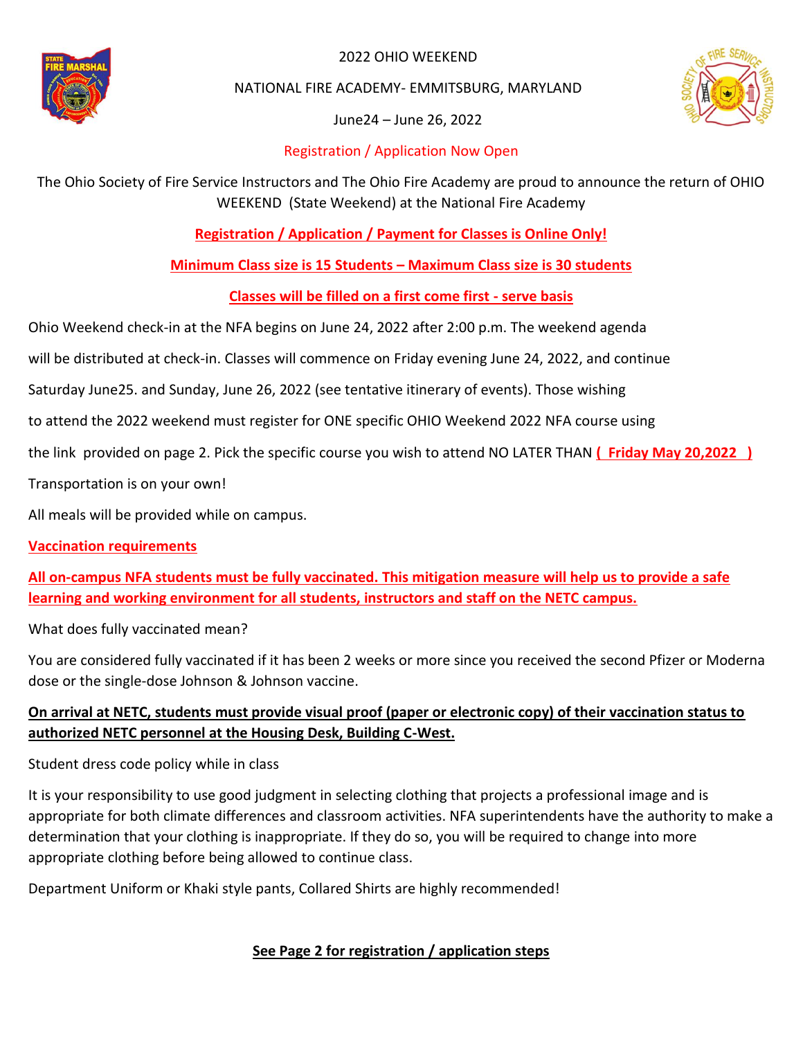2022 OHIO WEEKEND

NATIONAL FIRE ACADEMY- EMMITSBURG, MARYLAND

June24 – June 26, 2022

Registration / Application Now Open

The Ohio Society of Fire Service Instructors and The Ohio Fire Academy are proud to announce the return of OHIO WEEKEND (State Weekend) at the National Fire Academy

**Registration / Application / Payment for Classes is Online Only!**

**Minimum Class size is 15 Students – Maximum Class size is 30 students**

**Classes will be filled on a first come first - serve basis**

Ohio Weekend check-in at the NFA begins on June 24, 2022 after 2:00 p.m. The weekend agenda will be distributed at check-in. Classes will commence on Friday evening June 24, 2022, and continue Saturday June25. and Sunday, June 26, 2022 (see tentative itinerary of events). Those wishing to attend the 2022 weekend must register for ONE specific OHIO Weekend 2022 NFA course using the link provided on page 2. Pick the specific course you wish to attend NO LATER THAN **( Friday May 20,2022 )**

Transportation is on your own!

All meals will be provided while on campus.

**Vaccination requirements**

**All on-campus NFA students must be fully vaccinated. This mitigation measure will help us to provide a safe learning and working environment for all students, instructors and staff on the NETC campus.**

What does fully vaccinated mean?

You are considered fully vaccinated if it has been 2 weeks or more since you received the second Pfizer or Moderna dose or the single-dose Johnson & Johnson vaccine.

**On arrival at NETC, students must provide visual proof (paper or electronic copy) of their vaccination status to authorized NETC personnel at the Housing Desk, Building C-West.**

Student dress code policy while in class

It is your responsibility to use good judgment in selecting clothing that projects a professional image and is appropriate for both climate differences and classroom activities. NFA superintendents have the authority to make a determination that your clothing is inappropriate. If they do so, you will be required to change into more appropriate clothing before being allowed to continue class.

Department Uniform or Khaki style pants, Collared Shirts are highly recommended!

**See Page 2 for registration / application steps**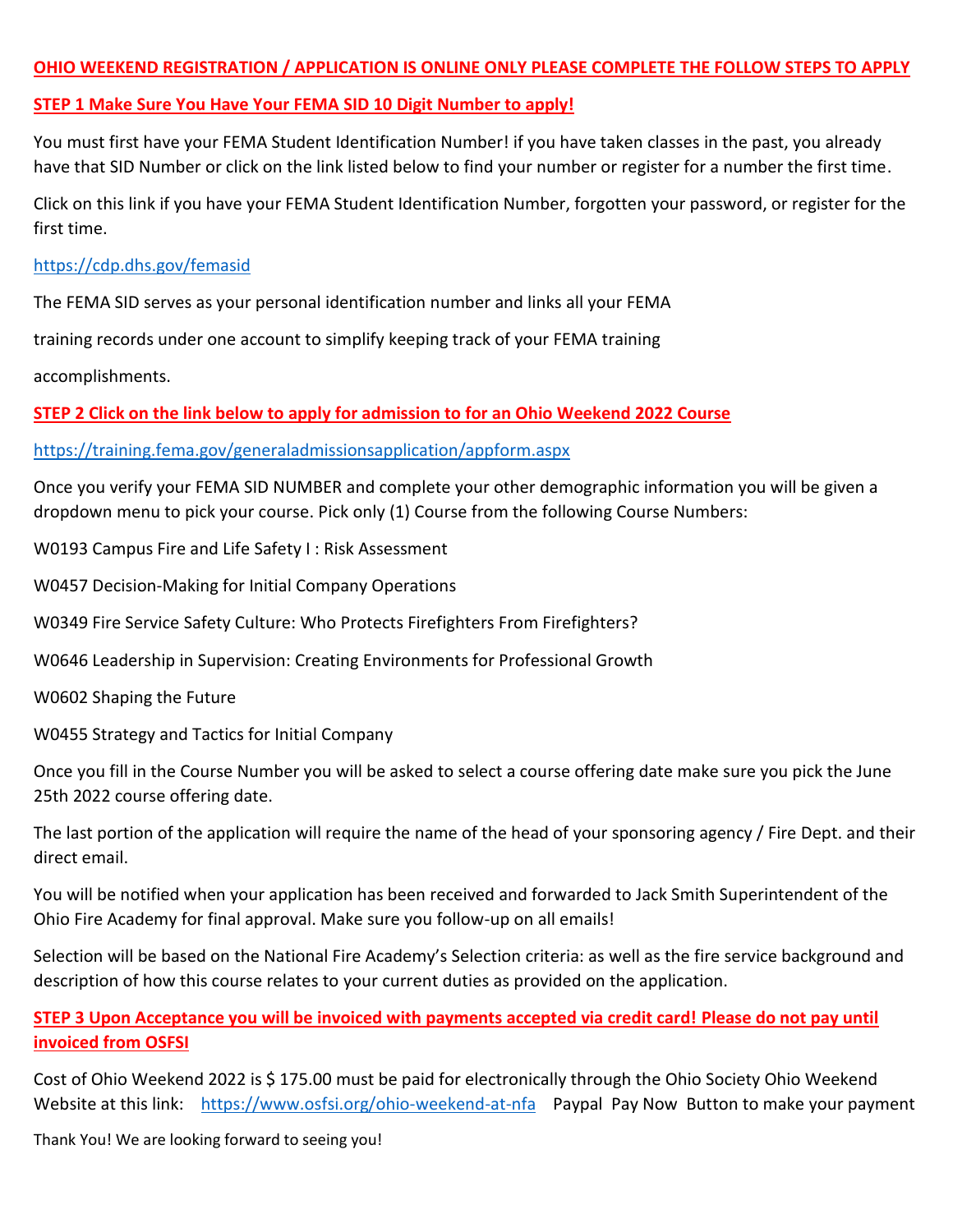**OHIO WEEKEND REGISTRATION / APPLICATION IS ONLINE ONLY PLEASE COMPLETE THE FOLLOW STEPS TO APPLY**

**STEP 1 Make Sure You Have Your FEMA SID 10 Digit Number to apply!**

You must first have your FEMA Student Identification Number! if you have taken classes in the past, you already have that SID Number or click on the link listed below to find your number or register for a number the first time.

Click on this link if you have your FEMA Student Identification Number, forgotten your password, or register for the first time.

https://cdp.dhs.gov/femasid

The FEMA SID serves as your personal identification number and links all your FEMA training records under one account to simplify keeping track of your FEMA training accomplishments.

**STEP 2 Click on the link below to apply for admission to for an Ohio Weekend 2022 Course**

https://training.fema.gov/generaladmissionsapplication/appform.aspx

Once you verify your FEMA SID NUMBER and complete your other demographic information you will be given a dropdown menu to pick your course. Pick only (1) Course from the following Course Numbers:

W0193 Campus Fire and Life Safety I : Risk Assessment

W0457 Decision-Making for Initial Company Operations

W0349 Fire Service Safety Culture: Who Protects Firefighters From Firefighters?

W0646 Leadership in Supervision: Creating Environments for Professional Growth

W0602 Shaping the Future

W0455 Strategy and Tactics for Initial Company

Once you fill in the Course Number you will be asked to select a course offering date make sure you pick the June 25th 2022 course offering date.

The last portion of the application will require the name of the head of your sponsoring agency / Fire Dept. and their direct email.

You will be notified when your application has been received and forwarded to Jack Smith Superintendent of the Ohio Fire Academy for final approval. Make sure you follow-up on all emails!

Selection will be based on the National Fire Academy's Selection criteria: as well as the fire service background and description of how this course relates to your current duties as provided on the application.

**STEP 3 Upon Acceptance you will be invoiced with payments accepted via credit card! Please do not pay until invoiced from OSFSI**

Cost of Ohio Weekend 2022 is $ 175.00 must be paid for electronically through the Ohio Society Ohio Weekend Website at this link: https://www.osfsi.org/ohio-weekend-at-nfa Paypal Pay Now Button to make your payment

Thank You! We are looking forward to seeing you!